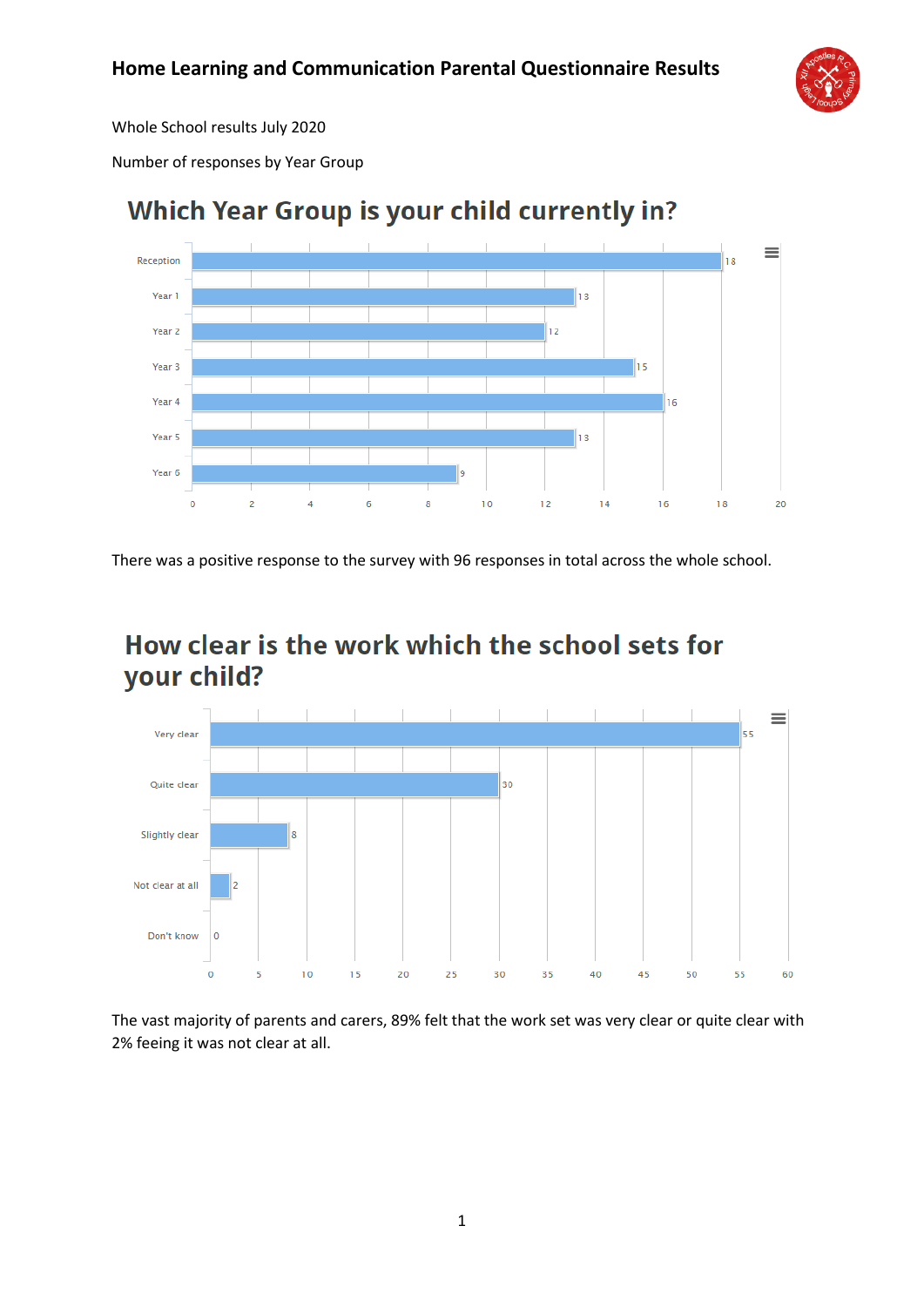# Home Learning and Communication Parental Questionnaire Results

Whole School results July 2020

Number of responses by Year Group

## Which Year Group is your child currently in?

| Year Group | Responses |
|---|---|
| Reception | 18 |
| Year 1 | 13 |
| Year 2 | 12 |
| Year 3 | 15 |
| Year 4 | 16 |
| Year 5 | 13 |
| Year 6 | 9 |

There was a positive response to the survey with 96 responses in total across the whole school.

## How clear is the work which the school sets for your child?

| Response | Count |
|---|---|
| Very clear | 55 |
| Quite clear | 30 |
| Slightly clear | 8 |
| Not clear at all | 2 |
| Don't know | 0 |

The vast majority of parents and carers, 89% felt that the work set was very clear or quite clear with 2% feeing it was not clear at all.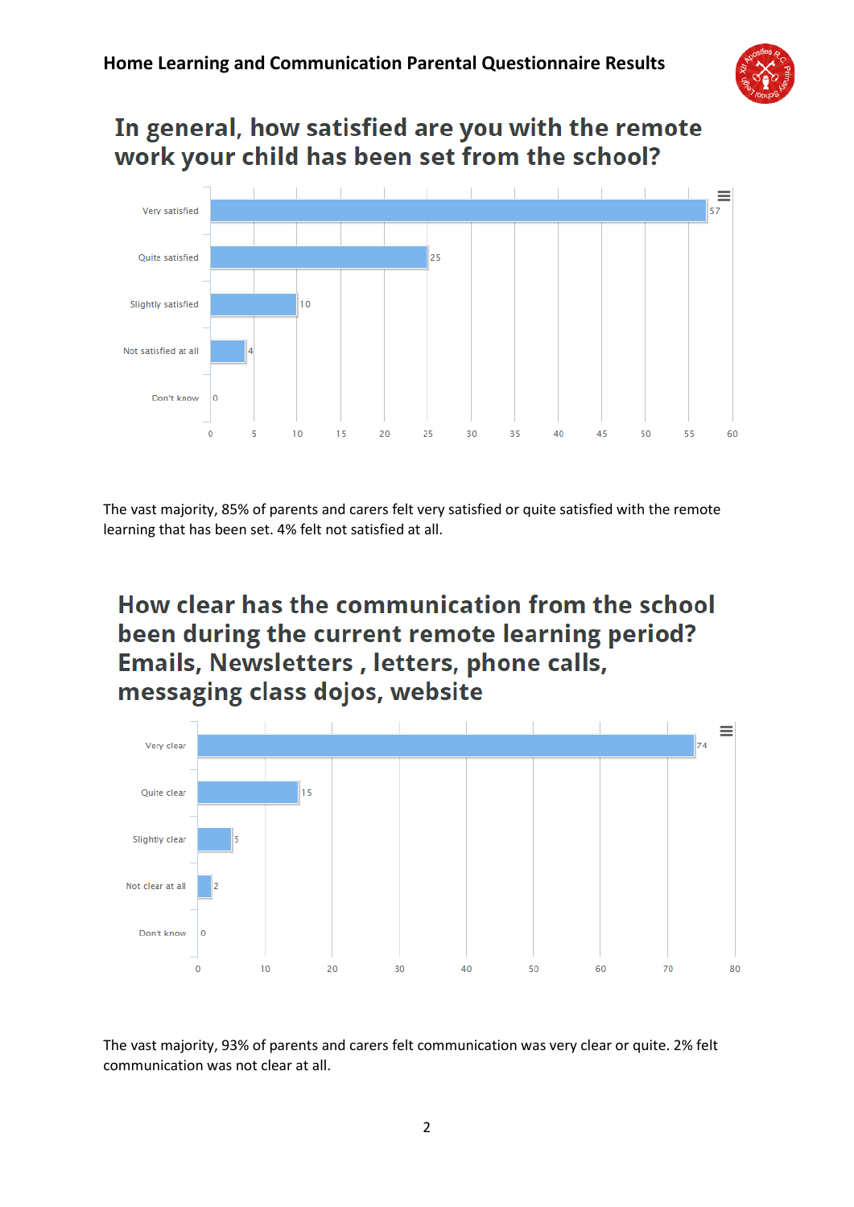## In general, how satisfied are you with the remote work your child has been set from the school?

| Response | Count |
|---|---|
| Very satisfied | 57 |
| Quite satisfied | 25 |
| Slightly satisfied | 10 |
| Not satisfied at all | 4 |
| Don't know | 0 |

The vast majority, 85% of parents and carers felt very satisfied or quite satisfied with the remote learning that has been set. 4% felt not satisfied at all.

## How clear has the communication from the school been during the current remote learning period? Emails, Newsletters , letters, phone calls, messaging class dojos, website

| Response | Count |
|---|---|
| Very clear | 74 |
| Quite clear | 15 |
| Slightly clear | 5 |
| Not clear at all | 2 |
| Don't know | 0 |

The vast majority, 93% of parents and carers felt communication was very clear or quite. 2% felt communication was not clear at all.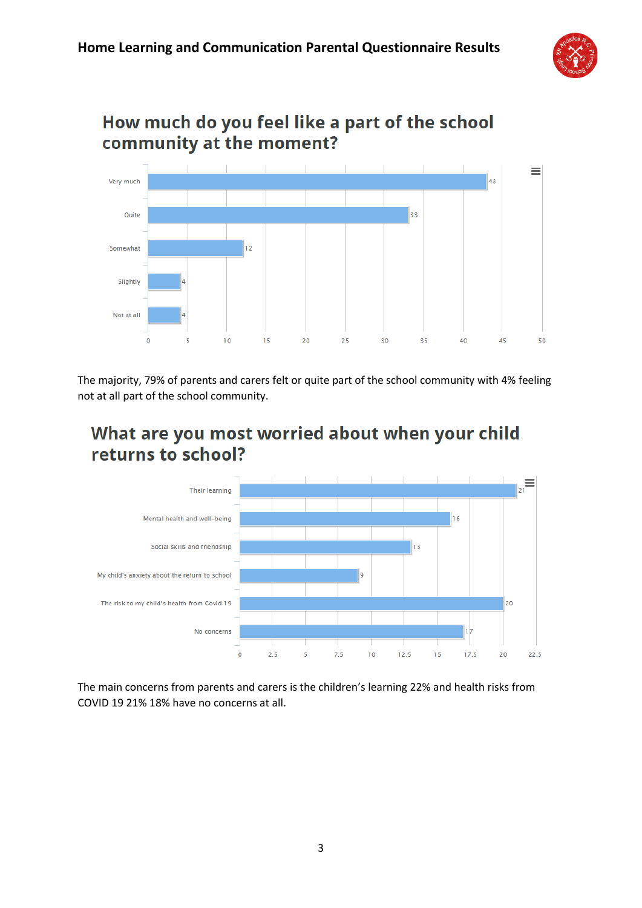## How much do you feel like a part of the school community at the moment?

| Response | Count |
| --- | --- |
| Very much | 43 |
| Quite | 33 |
| Somewhat | 12 |
| Slightly | 4 |
| Not at all | 4 |

The majority, 79% of parents and carers felt or quite part of the school community with 4% feeling not at all part of the school community.

## What are you most worried about when your child returns to school?

| Response | Count |
| --- | --- |
| Their learning | 21 |
| Mental health and well-being | 16 |
| Social skills and friendship | 13 |
| My child's anxiety about the return to school | 9 |
| The risk to my child's health from Covid 19 | 20 |
| No concerns | 17 |

The main concerns from parents and carers is the children's learning 22% and health risks from COVID 19 21% 18% have no concerns at all.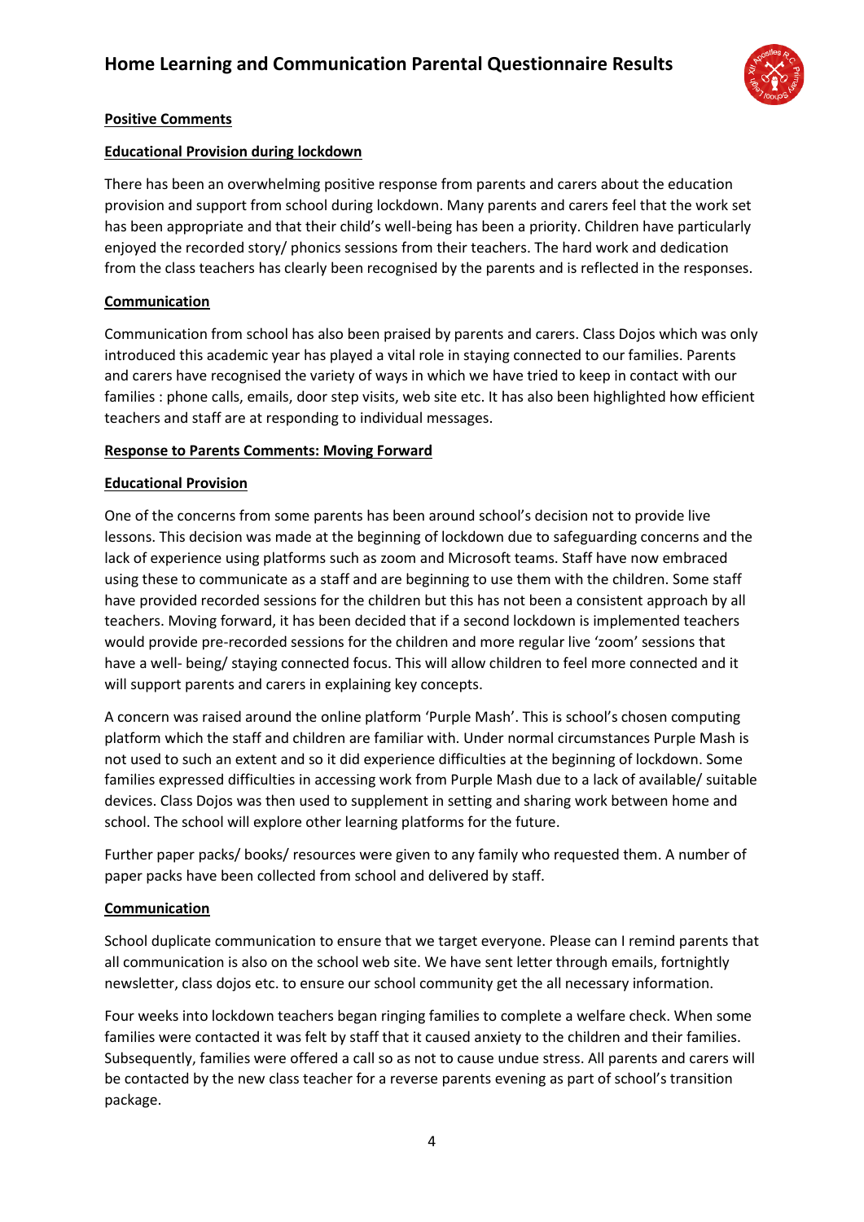# Home Learning and Communication Parental Questionnaire Results

**Positive Comments**

**Educational Provision during lockdown**

There has been an overwhelming positive response from parents and carers about the education provision and support from school during lockdown. Many parents and carers feel that the work set has been appropriate and that their child's well-being has been a priority. Children have particularly enjoyed the recorded story/ phonics sessions from their teachers. The hard work and dedication from the class teachers has clearly been recognised by the parents and is reflected in the responses.

**Communication**

Communication from school has also been praised by parents and carers. Class Dojos which was only introduced this academic year has played a vital role in staying connected to our families. Parents and carers have recognised the variety of ways in which we have tried to keep in contact with our families : phone calls, emails, door step visits, web site etc. It has also been highlighted how efficient teachers and staff are at responding to individual messages.

**Response to Parents Comments: Moving Forward**

**Educational Provision**

One of the concerns from some parents has been around school's decision not to provide live lessons. This decision was made at the beginning of lockdown due to safeguarding concerns and the lack of experience using platforms such as zoom and Microsoft teams. Staff have now embraced using these to communicate as a staff and are beginning to use them with the children. Some staff have provided recorded sessions for the children but this has not been a consistent approach by all teachers. Moving forward, it has been decided that if a second lockdown is implemented teachers would provide pre-recorded sessions for the children and more regular live 'zoom' sessions that have a well- being/ staying connected focus. This will allow children to feel more connected and it will support parents and carers in explaining key concepts.

A concern was raised around the online platform 'Purple Mash'. This is school's chosen computing platform which the staff and children are familiar with. Under normal circumstances Purple Mash is not used to such an extent and so it did experience difficulties at the beginning of lockdown. Some families expressed difficulties in accessing work from Purple Mash due to a lack of available/ suitable devices. Class Dojos was then used to supplement in setting and sharing work between home and school. The school will explore other learning platforms for the future.

Further paper packs/ books/ resources were given to any family who requested them. A number of paper packs have been collected from school and delivered by staff.

**Communication**

School duplicate communication to ensure that we target everyone. Please can I remind parents that all communication is also on the school web site. We have sent letter through emails, fortnightly newsletter, class dojos etc. to ensure our school community get the all necessary information.

Four weeks into lockdown teachers began ringing families to complete a welfare check. When some families were contacted it was felt by staff that it caused anxiety to the children and their families. Subsequently, families were offered a call so as not to cause undue stress. All parents and carers will be contacted by the new class teacher for a reverse parents evening as part of school's transition package.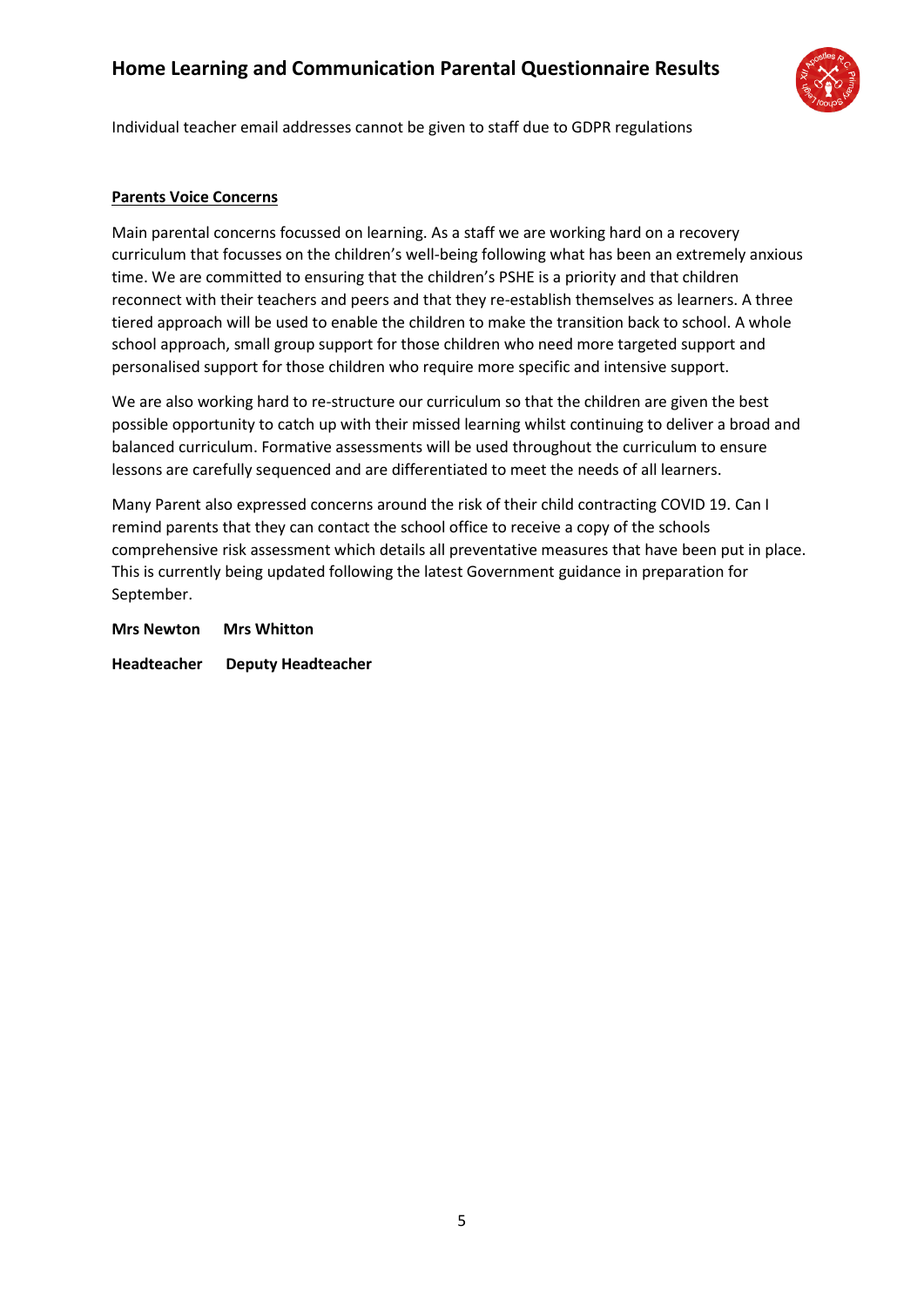Individual teacher email addresses cannot be given to staff due to GDPR regulations

**Parents Voice Concerns**

Main parental concerns focussed on learning. As a staff we are working hard on a recovery curriculum that focusses on the children's well-being following what has been an extremely anxious time. We are committed to ensuring that the children's PSHE is a priority and that children reconnect with their teachers and peers and that they re-establish themselves as learners. A three tiered approach will be used to enable the children to make the transition back to school. A whole school approach, small group support for those children who need more targeted support and personalised support for those children who require more specific and intensive support.

We are also working hard to re-structure our curriculum so that the children are given the best possible opportunity to catch up with their missed learning whilst continuing to deliver a broad and balanced curriculum. Formative assessments will be used throughout the curriculum to ensure lessons are carefully sequenced and are differentiated to meet the needs of all learners.

Many Parent also expressed concerns around the risk of their child contracting COVID 19. Can I remind parents that they can contact the school office to receive a copy of the schools comprehensive risk assessment which details all preventative measures that have been put in place. This is currently being updated following the latest Government guidance in preparation for September.

**Mrs Newton Mrs Whitton**

**Headteacher Deputy Headteacher**